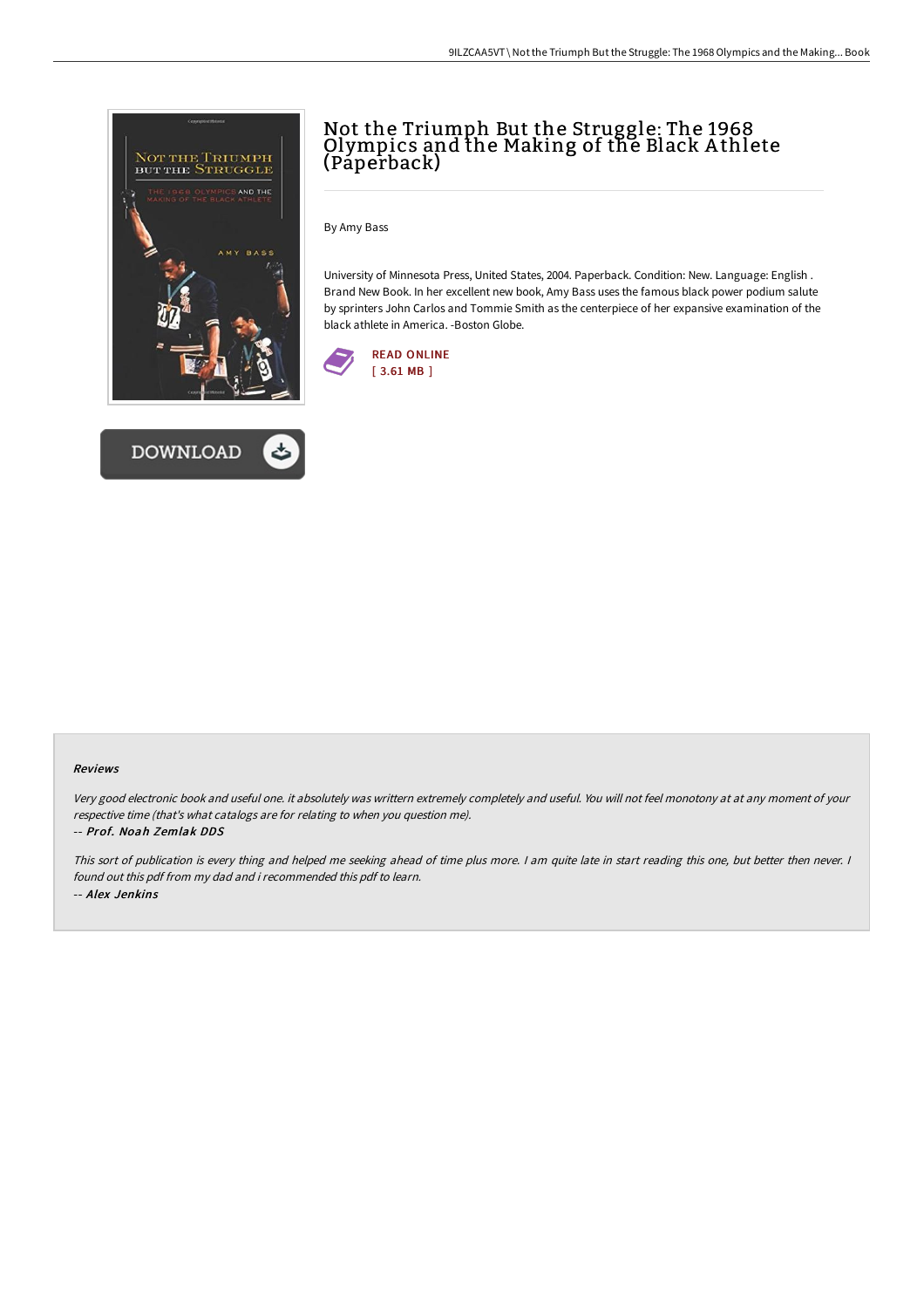# Not the Triumph But the Struggle: The 1968 Olympics and the Making of the Black Athlete (Paperback)

By Amy Bass

University of Minnesota Press, United States, 2004. Paperback. Condition: New. Language: English . Brand New Book. In her excellent new book, Amy Bass uses the famous black power podium salute by sprinters John Carlos and Tommie Smith as the centerpiece of her expansive examination of the black athlete in America. -Boston Globe.

READ ONLINE
[ 3.61 MB ]

DOWNLOAD

#### Reviews

*Very good electronic book and useful one. it absolutely was writtern extremely completely and useful. You will not feel monotony at at any moment of your respective time (that's what catalogs are for relating to when you question me).*

*-- Prof. Noah Zemlak DDS*

*This sort of publication is every thing and helped me seeking ahead of time plus more. I am quite late in start reading this one, but better then never. I found out this pdf from my dad and i recommended this pdf to learn.*

*-- Alex Jenkins*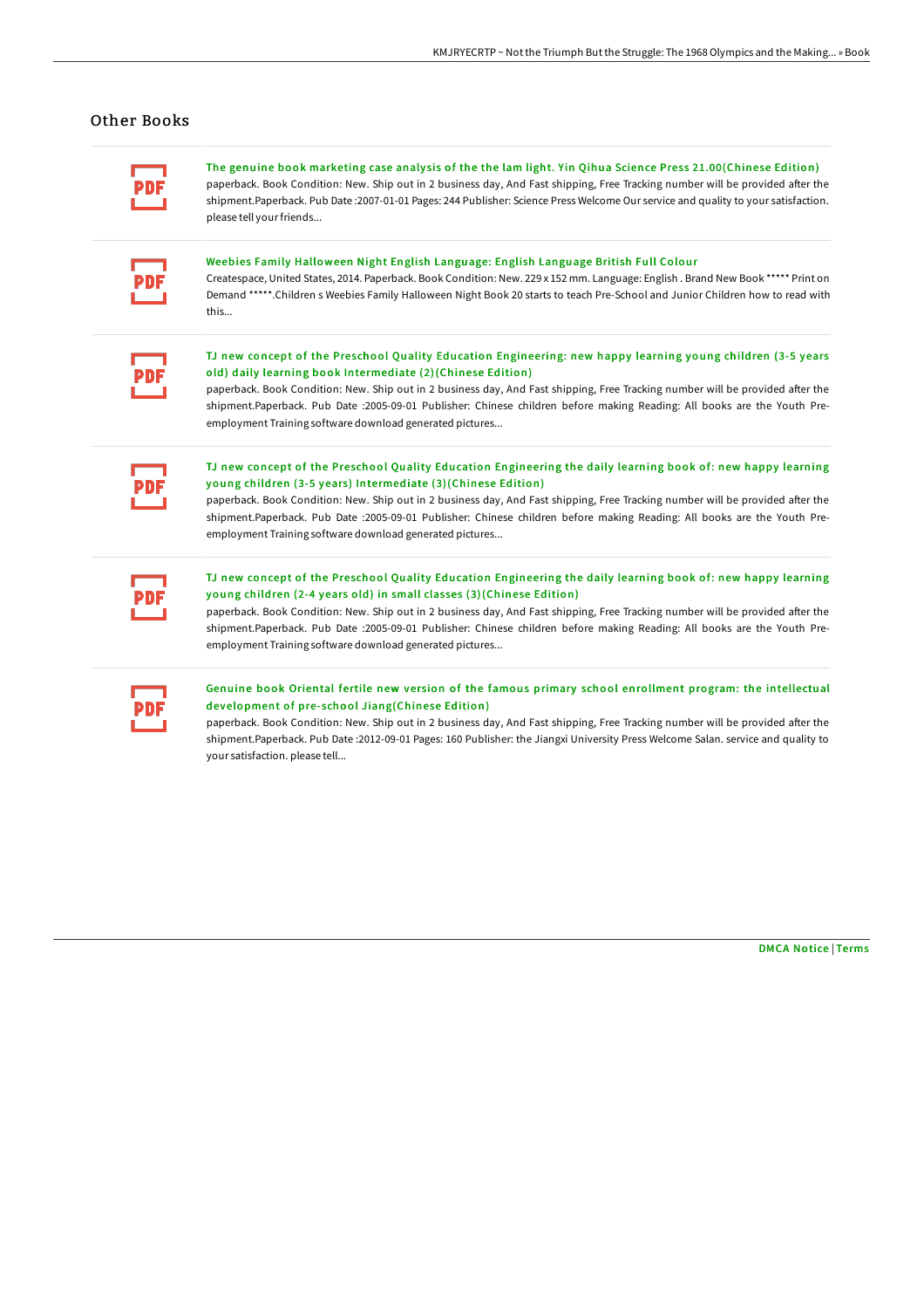## Other Books

**The genuine book marketing case analysis of the the lam light. Yin Qihua Science Press 21.00(Chinese Edition)**
paperback. Book Condition: New. Ship out in 2 business day, And Fast shipping, Free Tracking number will be provided after the shipment.Paperback. Pub Date :2007-01-01 Pages: 244 Publisher: Science Press Welcome Our service and quality to your satisfaction. please tell your friends...

**Weebies Family Halloween Night English Language: English Language British Full Colour**
Createspace, United States, 2014. Paperback. Book Condition: New. 229 x 152 mm. Language: English . Brand New Book ***** Print on Demand *****.Children s Weebies Family Halloween Night Book 20 starts to teach Pre-School and Junior Children how to read with this...

**TJ new concept of the Preschool Quality Education Engineering: new happy learning young children (3-5 years old) daily learning book Intermediate (2)(Chinese Edition)**
paperback. Book Condition: New. Ship out in 2 business day, And Fast shipping, Free Tracking number will be provided after the shipment.Paperback. Pub Date :2005-09-01 Publisher: Chinese children before making Reading: All books are the Youth Pre-employment Training software download generated pictures...

**TJ new concept of the Preschool Quality Education Engineering the daily learning book of: new happy learning young children (3-5 years) Intermediate (3)(Chinese Edition)**
paperback. Book Condition: New. Ship out in 2 business day, And Fast shipping, Free Tracking number will be provided after the shipment.Paperback. Pub Date :2005-09-01 Publisher: Chinese children before making Reading: All books are the Youth Pre-employment Training software download generated pictures...

**TJ new concept of the Preschool Quality Education Engineering the daily learning book of: new happy learning young children (2-4 years old) in small classes (3)(Chinese Edition)**
paperback. Book Condition: New. Ship out in 2 business day, And Fast shipping, Free Tracking number will be provided after the shipment.Paperback. Pub Date :2005-09-01 Publisher: Chinese children before making Reading: All books are the Youth Pre-employment Training software download generated pictures...

**Genuine book Oriental fertile new version of the famous primary school enrollment program: the intellectual development of pre-school Jiang(Chinese Edition)**
paperback. Book Condition: New. Ship out in 2 business day, And Fast shipping, Free Tracking number will be provided after the shipment.Paperback. Pub Date :2012-09-01 Pages: 160 Publisher: the Jiangxi University Press Welcome Salan. service and quality to your satisfaction. please tell...